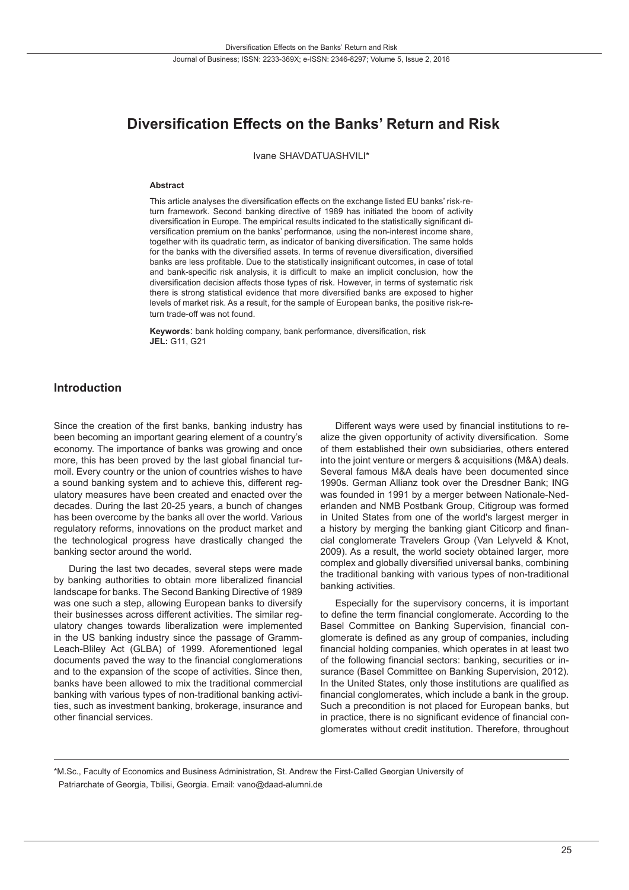# Diversification Effects on the Banks' Return and Risk

Ivane SHAVDATUASHVILI*

#### Abstract

This article analyses the diversification effects on the exchange listed EU banks' risk-return framework. Second banking directive of 1989 has initiated the boom of activity diversification in Europe. The empirical results indicated to the statistically significant diversification premium on the banks' performance, using the non-interest income share, together with its quadratic term, as indicator of banking diversification. The same holds for the banks with the diversified assets. In terms of revenue diversification, diversified banks are less profitable. Due to the statistically insignificant outcomes, in case of total and bank-specific risk analysis, it is difficult to make an implicit conclusion, how the diversification decision affects those types of risk. However, in terms of systematic risk there is strong statistical evidence that more diversified banks are exposed to higher levels of market risk. As a result, for the sample of European banks, the positive risk-return trade-off was not found.

**Keywords**: bank holding company, bank performance, diversification, risk
**JEL:** G11, G21

## Introduction

Since the creation of the first banks, banking industry has been becoming an important gearing element of a country's economy. The importance of banks was growing and once more, this has been proved by the last global financial turmoil. Every country or the union of countries wishes to have a sound banking system and to achieve this, different regulatory measures have been created and enacted over the decades. During the last 20-25 years, a bunch of changes has been overcome by the banks all over the world. Various regulatory reforms, innovations on the product market and the technological progress have drastically changed the banking sector around the world.

During the last two decades, several steps were made by banking authorities to obtain more liberalized financial landscape for banks. The Second Banking Directive of 1989 was one such a step, allowing European banks to diversify their businesses across different activities. The similar regulatory changes towards liberalization were implemented in the US banking industry since the passage of Gramm-Leach-Bliley Act (GLBA) of 1999. Aforementioned legal documents paved the way to the financial conglomerations and to the expansion of the scope of activities. Since then, banks have been allowed to mix the traditional commercial banking with various types of non-traditional banking activities, such as investment banking, brokerage, insurance and other financial services.

Different ways were used by financial institutions to realize the given opportunity of activity diversification. Some of them established their own subsidiaries, others entered into the joint venture or mergers & acquisitions (M&A) deals. Several famous M&A deals have been documented since 1990s. German Allianz took over the Dresdner Bank; ING was founded in 1991 by a merger between Nationale-Nederlanden and NMB Postbank Group, Citigroup was formed in United States from one of the world's largest merger in a history by merging the banking giant Citicorp and financial conglomerate Travelers Group (Van Lelyveld & Knot, 2009). As a result, the world society obtained larger, more complex and globally diversified universal banks, combining the traditional banking with various types of non-traditional banking activities.

Especially for the supervisory concerns, it is important to define the term financial conglomerate. According to the Basel Committee on Banking Supervision, financial conglomerate is defined as any group of companies, including financial holding companies, which operates in at least two of the following financial sectors: banking, securities or insurance (Basel Committee on Banking Supervision, 2012). In the United States, only those institutions are qualified as financial conglomerates, which include a bank in the group. Such a precondition is not placed for European banks, but in practice, there is no significant evidence of financial conglomerates without credit institution. Therefore, throughout

*M.Sc., Faculty of Economics and Business Administration, St. Andrew the First-Called Georgian University of Patriarchate of Georgia, Tbilisi, Georgia. Email: vano@daad-alumni.de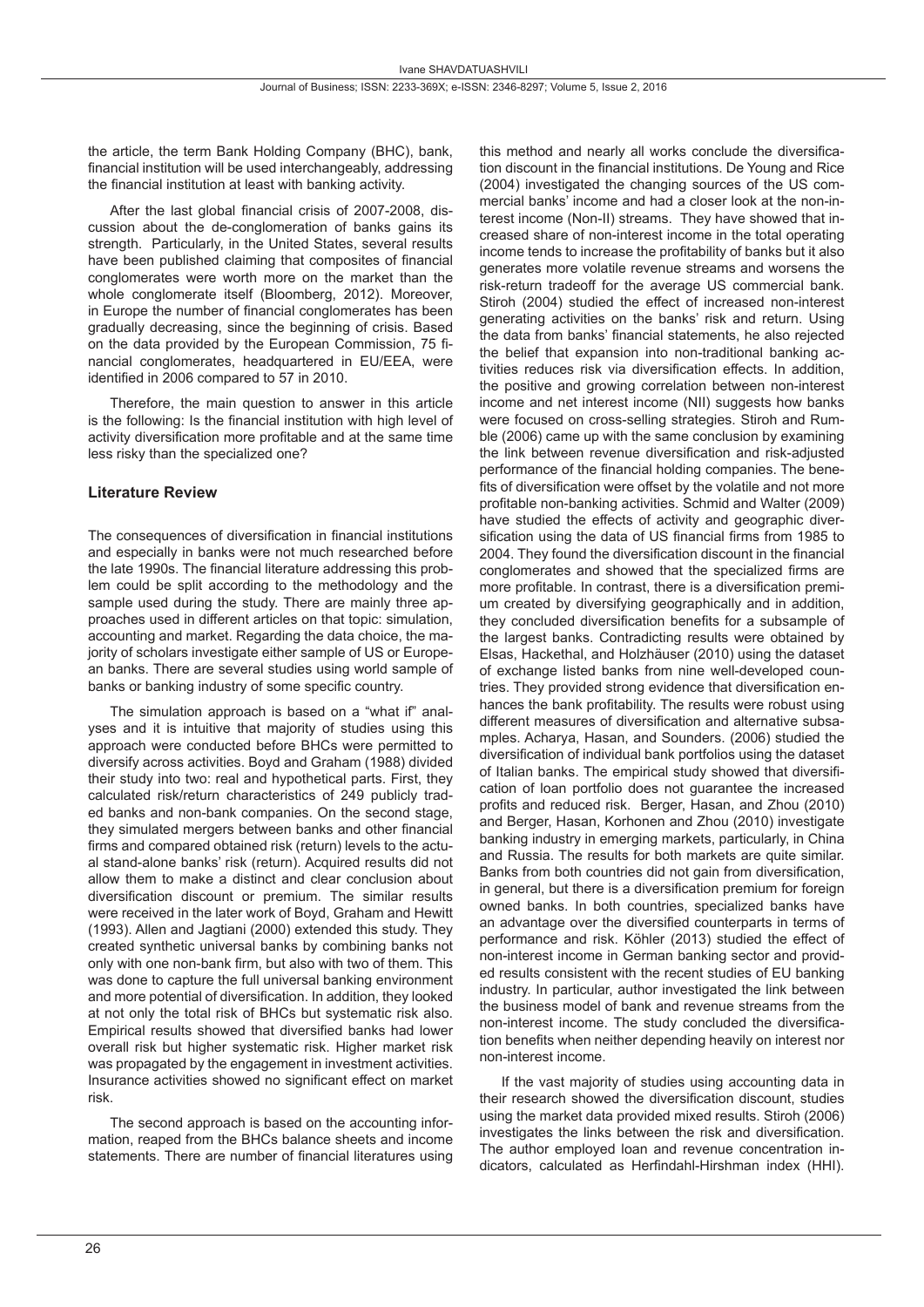the article, the term Bank Holding Company (BHC), bank, financial institution will be used interchangeably, addressing the financial institution at least with banking activity.

After the last global financial crisis of 2007-2008, discussion about the de-conglomeration of banks gains its strength. Particularly, in the United States, several results have been published claiming that composites of financial conglomerates were worth more on the market than the whole conglomerate itself (Bloomberg, 2012). Moreover, in Europe the number of financial conglomerates has been gradually decreasing, since the beginning of crisis. Based on the data provided by the European Commission, 75 financial conglomerates, headquartered in EU/EEA, were identified in 2006 compared to 57 in 2010.

Therefore, the main question to answer in this article is the following: Is the financial institution with high level of activity diversification more profitable and at the same time less risky than the specialized one?

## Literature Review

The consequences of diversification in financial institutions and especially in banks were not much researched before the late 1990s. The financial literature addressing this problem could be split according to the methodology and the sample used during the study. There are mainly three approaches used in different articles on that topic: simulation, accounting and market. Regarding the data choice, the majority of scholars investigate either sample of US or European banks. There are several studies using world sample of banks or banking industry of some specific country.

The simulation approach is based on a "what if" analyses and it is intuitive that majority of studies using this approach were conducted before BHCs were permitted to diversify across activities. Boyd and Graham (1988) divided their study into two: real and hypothetical parts. First, they calculated risk/return characteristics of 249 publicly traded banks and non-bank companies. On the second stage, they simulated mergers between banks and other financial firms and compared obtained risk (return) levels to the actual stand-alone banks' risk (return). Acquired results did not allow them to make a distinct and clear conclusion about diversification discount or premium. The similar results were received in the later work of Boyd, Graham and Hewitt (1993). Allen and Jagtiani (2000) extended this study. They created synthetic universal banks by combining banks not only with one non-bank firm, but also with two of them. This was done to capture the full universal banking environment and more potential of diversification. In addition, they looked at not only the total risk of BHCs but systematic risk also. Empirical results showed that diversified banks had lower overall risk but higher systematic risk. Higher market risk was propagated by the engagement in investment activities. Insurance activities showed no significant effect on market risk.

The second approach is based on the accounting information, reaped from the BHCs balance sheets and income statements. There are number of financial literatures using this method and nearly all works conclude the diversification discount in the financial institutions. De Young and Rice (2004) investigated the changing sources of the US commercial banks' income and had a closer look at the non-interest income (Non-II) streams. They have showed that increased share of non-interest income in the total operating income tends to increase the profitability of banks but it also generates more volatile revenue streams and worsens the risk-return tradeoff for the average US commercial bank. Stiroh (2004) studied the effect of increased non-interest generating activities on the banks' risk and return. Using the data from banks' financial statements, he also rejected the belief that expansion into non-traditional banking activities reduces risk via diversification effects. In addition, the positive and growing correlation between non-interest income and net interest income (NII) suggests how banks were focused on cross-selling strategies. Stiroh and Rumble (2006) came up with the same conclusion by examining the link between revenue diversification and risk-adjusted performance of the financial holding companies. The benefits of diversification were offset by the volatile and not more profitable non-banking activities. Schmid and Walter (2009) have studied the effects of activity and geographic diversification using the data of US financial firms from 1985 to 2004. They found the diversification discount in the financial conglomerates and showed that the specialized firms are more profitable. In contrast, there is a diversification premium created by diversifying geographically and in addition, they concluded diversification benefits for a subsample of the largest banks. Contradicting results were obtained by Elsas, Hackethal, and Holzhäuser (2010) using the dataset of exchange listed banks from nine well-developed countries. They provided strong evidence that diversification enhances the bank profitability. The results were robust using different measures of diversification and alternative subsamples. Acharya, Hasan, and Sounders. (2006) studied the diversification of individual bank portfolios using the dataset of Italian banks. The empirical study showed that diversification of loan portfolio does not guarantee the increased profits and reduced risk. Berger, Hasan, and Zhou (2010) and Berger, Hasan, Korhonen and Zhou (2010) investigate banking industry in emerging markets, particularly, in China and Russia. The results for both markets are quite similar. Banks from both countries did not gain from diversification, in general, but there is a diversification premium for foreign owned banks. In both countries, specialized banks have an advantage over the diversified counterparts in terms of performance and risk. Köhler (2013) studied the effect of non-interest income in German banking sector and provided results consistent with the recent studies of EU banking industry. In particular, author investigated the link between the business model of bank and revenue streams from the non-interest income. The study concluded the diversification benefits when neither depending heavily on interest nor non-interest income.

If the vast majority of studies using accounting data in their research showed the diversification discount, studies using the market data provided mixed results. Stiroh (2006) investigates the links between the risk and diversification. The author employed loan and revenue concentration indicators, calculated as Herfindahl-Hirshman index (HHI).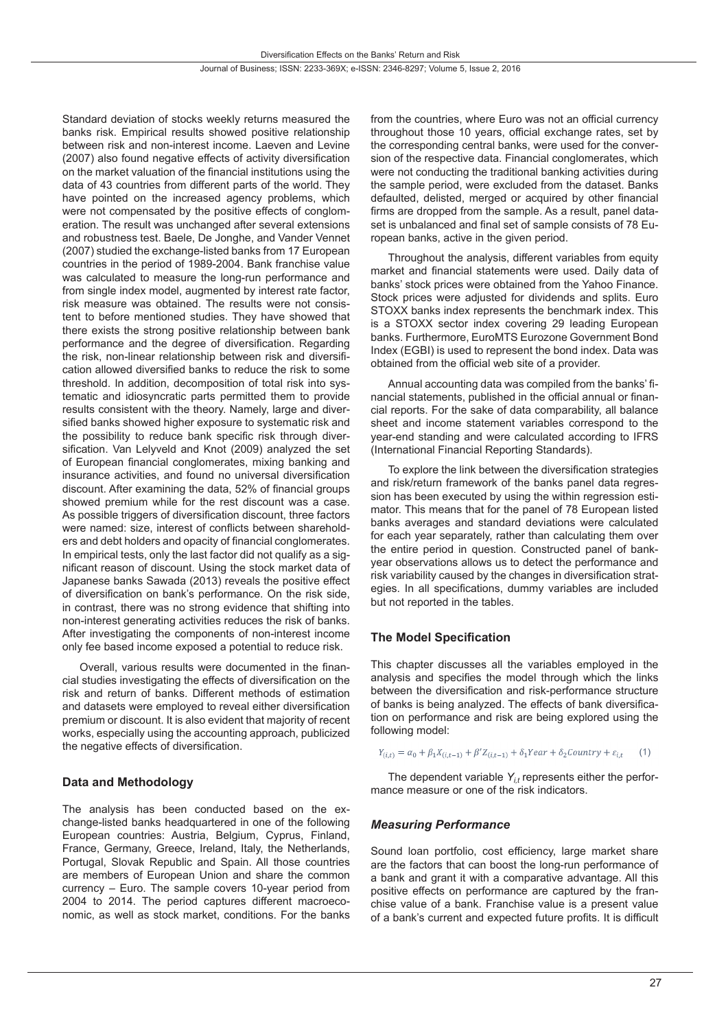Standard deviation of stocks weekly returns measured the banks risk. Empirical results showed positive relationship between risk and non-interest income. Laeven and Levine (2007) also found negative effects of activity diversification on the market valuation of the financial institutions using the data of 43 countries from different parts of the world. They have pointed on the increased agency problems, which were not compensated by the positive effects of conglomeration. The result was unchanged after several extensions and robustness test. Baele, De Jonghe, and Vander Vennet (2007) studied the exchange-listed banks from 17 European countries in the period of 1989-2004. Bank franchise value was calculated to measure the long-run performance and from single index model, augmented by interest rate factor, risk measure was obtained. The results were not consistent to before mentioned studies. They have showed that there exists the strong positive relationship between bank performance and the degree of diversification. Regarding the risk, non-linear relationship between risk and diversification allowed diversified banks to reduce the risk to some threshold. In addition, decomposition of total risk into systematic and idiosyncratic parts permitted them to provide results consistent with the theory. Namely, large and diversified banks showed higher exposure to systematic risk and the possibility to reduce bank specific risk through diversification. Van Lelyveld and Knot (2009) analyzed the set of European financial conglomerates, mixing banking and insurance activities, and found no universal diversification discount. After examining the data, 52% of financial groups showed premium while for the rest discount was a case. As possible triggers of diversification discount, three factors were named: size, interest of conflicts between shareholders and debt holders and opacity of financial conglomerates. In empirical tests, only the last factor did not qualify as a significant reason of discount. Using the stock market data of Japanese banks Sawada (2013) reveals the positive effect of diversification on bank's performance. On the risk side, in contrast, there was no strong evidence that shifting into non-interest generating activities reduces the risk of banks. After investigating the components of non-interest income only fee based income exposed a potential to reduce risk.

Overall, various results were documented in the financial studies investigating the effects of diversification on the risk and return of banks. Different methods of estimation and datasets were employed to reveal either diversification premium or discount. It is also evident that majority of recent works, especially using the accounting approach, publicized the negative effects of diversification.

## Data and Methodology

The analysis has been conducted based on the exchange-listed banks headquartered in one of the following European countries: Austria, Belgium, Cyprus, Finland, France, Germany, Greece, Ireland, Italy, the Netherlands, Portugal, Slovak Republic and Spain. All those countries are members of European Union and share the common currency – Euro. The sample covers 10-year period from 2004 to 2014. The period captures different macroeconomic, as well as stock market, conditions. For the banks from the countries, where Euro was not an official currency throughout those 10 years, official exchange rates, set by the corresponding central banks, were used for the conversion of the respective data. Financial conglomerates, which were not conducting the traditional banking activities during the sample period, were excluded from the dataset. Banks defaulted, delisted, merged or acquired by other financial firms are dropped from the sample. As a result, panel dataset is unbalanced and final set of sample consists of 78 European banks, active in the given period.

Throughout the analysis, different variables from equity market and financial statements were used. Daily data of banks' stock prices were obtained from the Yahoo Finance. Stock prices were adjusted for dividends and splits. Euro STOXX banks index represents the benchmark index. This is a STOXX sector index covering 29 leading European banks. Furthermore, EuroMTS Eurozone Government Bond Index (EGBI) is used to represent the bond index. Data was obtained from the official web site of a provider.

Annual accounting data was compiled from the banks' financial statements, published in the official annual or financial reports. For the sake of data comparability, all balance sheet and income statement variables correspond to the year-end standing and were calculated according to IFRS (International Financial Reporting Standards).

To explore the link between the diversification strategies and risk/return framework of the banks panel data regression has been executed by using the within regression estimator. This means that for the panel of 78 European listed banks averages and standard deviations were calculated for each year separately, rather than calculating them over the entire period in question. Constructed panel of bank-year observations allows us to detect the performance and risk variability caused by the changes in diversification strategies. In all specifications, dummy variables are included but not reported in the tables.

## The Model Specification

This chapter discusses all the variables employed in the analysis and specifies the model through which the links between the diversification and risk-performance structure of banks is being analyzed. The effects of bank diversification on performance and risk are being explored using the following model:

$$Y_{(i,t)} = \alpha_0 + \beta_1 X_{(i,t-1)} + \beta' Z_{(i,t-1)} + \delta_1 Year + \delta_2 Country + \varepsilon_{i,t} \qquad (1)$$

The dependent variable $Y_{i,t}$ represents either the performance measure or one of the risk indicators.

### *Measuring Performance*

Sound loan portfolio, cost efficiency, large market share are the factors that can boost the long-run performance of a bank and grant it with a comparative advantage. All this positive effects on performance are captured by the franchise value of a bank. Franchise value is a present value of a bank's current and expected future profits. It is difficult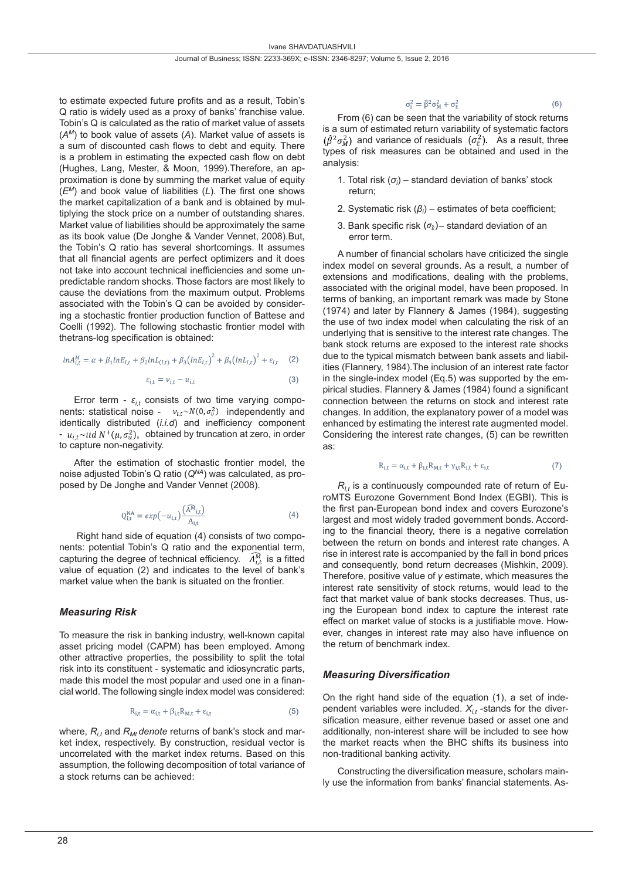to estimate expected future profits and as a result, Tobin's Q ratio is widely used as a proxy of banks' franchise value. Tobin's Q is calculated as the ratio of market value of assets ($A^M$) to book value of assets ($A$). Market value of assets is a sum of discounted cash flows to debt and equity. There is a problem in estimating the expected cash flow on debt (Hughes, Lang, Mester, & Moon, 1999).Therefore, an approximation is done by summing the market value of equity ($E^M$) and book value of liabilities ($L$). The first one shows the market capitalization of a bank and is obtained by multiplying the stock price on a number of outstanding shares. Market value of liabilities should be approximately the same as its book value (De Jonghe & Vander Vennet, 2008).But, the Tobin's Q ratio has several shortcomings. It assumes that all financial agents are perfect optimizers and it does not take into account technical inefficiencies and some unpredictable random shocks. Those factors are most likely to cause the deviations from the maximum output. Problems associated with the Tobin's Q can be avoided by considering a stochastic frontier production function of Battese and Coelli (1992). The following stochastic frontier model with thetrans-log specification is obtained:

$$lnA^M_{i,t} = \alpha + \beta_1 lnE_{i,t} + \beta_2 lnL_{(i,t)} + \beta_3 (lnE_{i,t})^2 + \beta_4 (lnL_{i,t})^2 + \varepsilon_{i,t} \quad (2)$$

$$\varepsilon_{i,t} = v_{i,t} - u_{i,t} \quad (3)$$

Error term - $\varepsilon_{i,t}$ consists of two time varying components: statistical noise - $v_{i,t} \sim N(0, \sigma_v^2)$ independently and identically distributed (*i.i.d*) and inefficiency component - $u_{i,t} \sim iid\ N^+(\mu, \sigma_u^2)$, obtained by truncation at zero, in order to capture non-negativity.

After the estimation of stochastic frontier model, the noise adjusted Tobin's Q ratio ($Q^{NA}$) was calculated, as proposed by De Jonghe and Vander Vennet (2008).

$$Q^{NA}_{i,t} = exp(-u_{i,t}) \frac{(\widehat{A^M}_{i,t})}{A_{i,t}} \quad (4)$$

Right hand side of equation (4) consists of two components: potential Tobin's Q ratio and the exponential term, capturing the degree of technical efficiency. $\widehat{A}^M_{i,t}$ is a fitted value of equation (2) and indicates to the level of bank's market value when the bank is situated on the frontier.

### *Measuring Risk*

To measure the risk in banking industry, well-known capital asset pricing model (CAPM) has been employed. Among other attractive properties, the possibility to split the total risk into its constituent - systematic and idiosyncratic parts, made this model the most popular and used one in a financial world. The following single index model was considered:

$$R_{i,t} = \alpha_{i,t} + \beta_{i,t} R_{M,t} + \varepsilon_{i,t} \quad (5)$$

where, $R_{i,t}$ and $R_{Mt}$ *denote* returns of bank's stock and market index, respectively. By construction, residual vector is uncorrelated with the market index returns. Based on this assumption, the following decomposition of total variance of a stock returns can be achieved:

$$\sigma_i^2 = \hat{\beta}^2 \sigma_M^2 + \sigma_{\hat{\varepsilon}}^2 \quad (6)$$

From (6) can be seen that the variability of stock returns is a sum of estimated return variability of systematic factors $(\hat{\beta}^2 \sigma_M^2)$ and variance of residuals $(\sigma_{\hat{\varepsilon}}^2)$. As a result, three types of risk measures can be obtained and used in the analysis:

1. Total risk ($\sigma_i$) – standard deviation of banks' stock return;
2. Systematic risk ($\beta_i$) – estimates of beta coefficient;
3. Bank specific risk ($\sigma_{\hat{\varepsilon}}$)– standard deviation of an error term.

A number of financial scholars have criticized the single index model on several grounds. As a result, a number of extensions and modifications, dealing with the problems, associated with the original model, have been proposed. In terms of banking, an important remark was made by Stone (1974) and later by Flannery & James (1984), suggesting the use of two index model when calculating the risk of an underlying that is sensitive to the interest rate changes. The bank stock returns are exposed to the interest rate shocks due to the typical mismatch between bank assets and liabilities (Flannery, 1984).The inclusion of an interest rate factor in the single-index model (Eq.5) was supported by the empirical studies. Flannery & James (1984) found a significant connection between the returns on stock and interest rate changes. In addition, the explanatory power of a model was enhanced by estimating the interest rate augmented model. Considering the interest rate changes, (5) can be rewritten as:

$$R_{i,t} = \alpha_{i,t} + \beta_{i,t} R_{M,t} + \gamma_{i,t} R_{I,t} + \varepsilon_{i,t} \quad (7)$$

$R_{I,t}$ is a continuously compounded rate of return of EuroMTS Eurozone Government Bond Index (EGBI). This is the first pan-European bond index and covers Eurozone's largest and most widely traded government bonds. According to the financial theory, there is a negative correlation between the return on bonds and interest rate changes. A rise in interest rate is accompanied by the fall in bond prices and consequently, bond return decreases (Mishkin, 2009). Therefore, positive value of $\gamma$ estimate, which measures the interest rate sensitivity of stock returns, would lead to the fact that market value of bank stocks decreases. Thus, using the European bond index to capture the interest rate effect on market value of stocks is a justifiable move. However, changes in interest rate may also have influence on the return of benchmark index.

### *Measuring Diversification*

On the right hand side of the equation (1), a set of independent variables were included. $X_{i,t}$ -stands for the diversification measure, either revenue based or asset one and additionally, non-interest share will be included to see how the market reacts when the BHC shifts its business into non-traditional banking activity.

Constructing the diversification measure, scholars mainly use the information from banks' financial statements. As-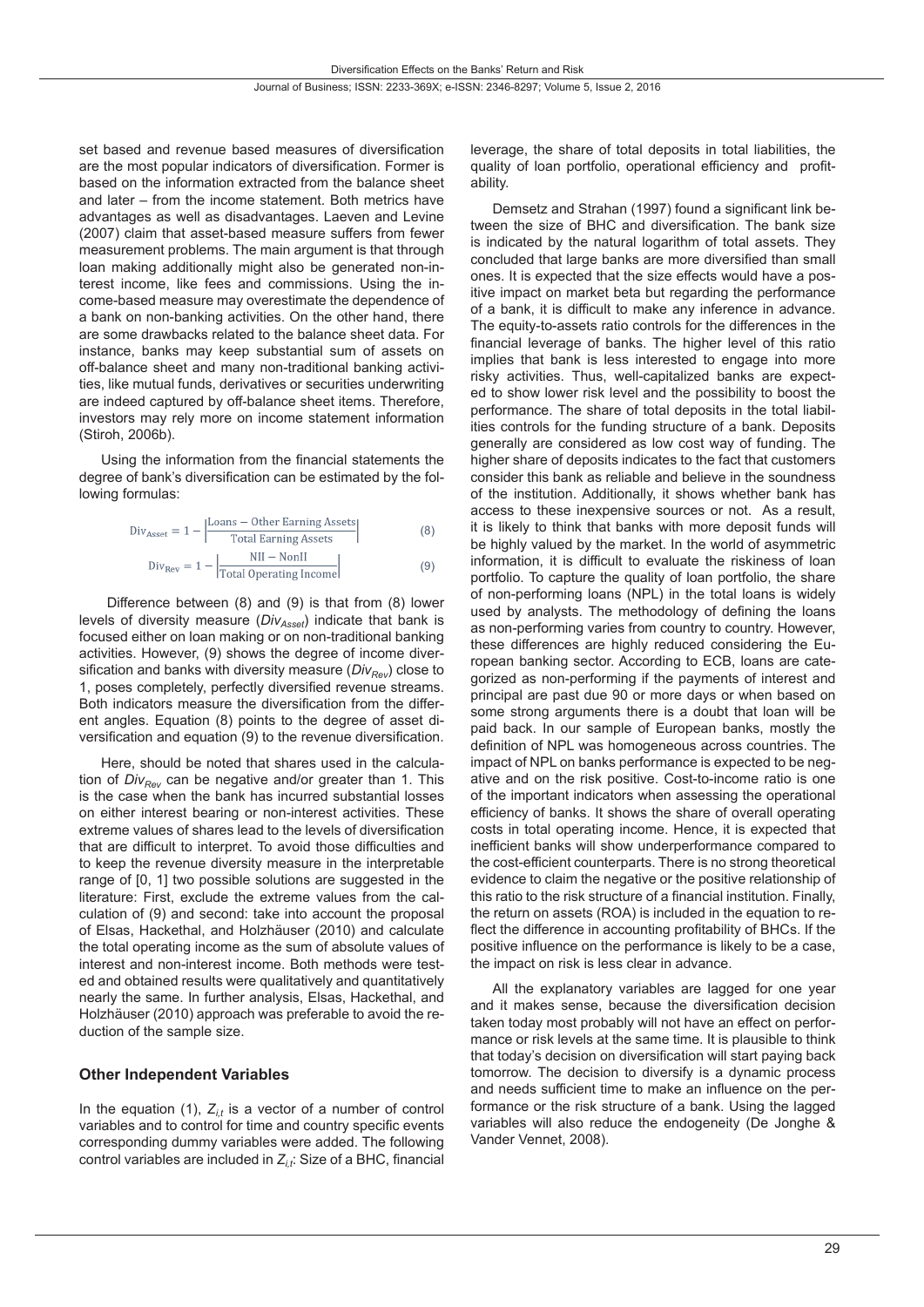set based and revenue based measures of diversification are the most popular indicators of diversification. Former is based on the information extracted from the balance sheet and later – from the income statement. Both metrics have advantages as well as disadvantages. Laeven and Levine (2007) claim that asset-based measure suffers from fewer measurement problems. The main argument is that through loan making additionally might also be generated non-interest income, like fees and commissions. Using the income-based measure may overestimate the dependence of a bank on non-banking activities. On the other hand, there are some drawbacks related to the balance sheet data. For instance, banks may keep substantial sum of assets on off-balance sheet and many non-traditional banking activities, like mutual funds, derivatives or securities underwriting are indeed captured by off-balance sheet items. Therefore, investors may rely more on income statement information (Stiroh, 2006b).

Using the information from the financial statements the degree of bank's diversification can be estimated by the following formulas:

$$\text{Div}_{\text{Asset}} = 1 - \left|\frac{\text{Loans} - \text{Other Earning Assets}}{\text{Total Earning Assets}}\right| \tag{8}$$

$$\text{Div}_{\text{Rev}} = 1 - \left|\frac{\text{NII} - \text{NonII}}{\text{Total Operating Income}}\right| \tag{9}$$

Difference between (8) and (9) is that from (8) lower levels of diversity measure ($Div_{Asset}$) indicate that bank is focused either on loan making or on non-traditional banking activities. However, (9) shows the degree of income diversification and banks with diversity measure ($Div_{Rev}$) close to 1, poses completely, perfectly diversified revenue streams. Both indicators measure the diversification from the different angles. Equation (8) points to the degree of asset diversification and equation (9) to the revenue diversification.

Here, should be noted that shares used in the calculation of $Div_{Rev}$ can be negative and/or greater than 1. This is the case when the bank has incurred substantial losses on either interest bearing or non-interest activities. These extreme values of shares lead to the levels of diversification that are difficult to interpret. To avoid those difficulties and to keep the revenue diversity measure in the interpretable range of [0, 1] two possible solutions are suggested in the literature: First, exclude the extreme values from the calculation of (9) and second: take into account the proposal of Elsas, Hackethal, and Holzhäuser (2010) and calculate the total operating income as the sum of absolute values of interest and non-interest income. Both methods were tested and obtained results were qualitatively and quantitatively nearly the same. In further analysis, Elsas, Hackethal, and Holzhäuser (2010) approach was preferable to avoid the reduction of the sample size.

### Other Independent Variables

In the equation (1), $Z_{i,t}$ is a vector of a number of control variables and to control for time and country specific events corresponding dummy variables were added. The following control variables are included in $Z_{i,t}$: Size of a BHC, financial leverage, the share of total deposits in total liabilities, the quality of loan portfolio, operational efficiency and profitability.

Demsetz and Strahan (1997) found a significant link between the size of BHC and diversification. The bank size is indicated by the natural logarithm of total assets. They concluded that large banks are more diversified than small ones. It is expected that the size effects would have a positive impact on market beta but regarding the performance of a bank, it is difficult to make any inference in advance. The equity-to-assets ratio controls for the differences in the financial leverage of banks. The higher level of this ratio implies that bank is less interested to engage into more risky activities. Thus, well-capitalized banks are expected to show lower risk level and the possibility to boost the performance. The share of total deposits in the total liabilities controls for the funding structure of a bank. Deposits generally are considered as low cost way of funding. The higher share of deposits indicates to the fact that customers consider this bank as reliable and believe in the soundness of the institution. Additionally, it shows whether bank has access to these inexpensive sources or not. As a result, it is likely to think that banks with more deposit funds will be highly valued by the market. In the world of asymmetric information, it is difficult to evaluate the riskiness of loan portfolio. To capture the quality of loan portfolio, the share of non-performing loans (NPL) in the total loans is widely used by analysts. The methodology of defining the loans as non-performing varies from country to country. However, these differences are highly reduced considering the European banking sector. According to ECB, loans are categorized as non-performing if the payments of interest and principal are past due 90 or more days or when based on some strong arguments there is a doubt that loan will be paid back. In our sample of European banks, mostly the definition of NPL was homogeneous across countries. The impact of NPL on banks performance is expected to be negative and on the risk positive. Cost-to-income ratio is one of the important indicators when assessing the operational efficiency of banks. It shows the share of overall operating costs in total operating income. Hence, it is expected that inefficient banks will show underperformance compared to the cost-efficient counterparts. There is no strong theoretical evidence to claim the negative or the positive relationship of this ratio to the risk structure of a financial institution. Finally, the return on assets (ROA) is included in the equation to reflect the difference in accounting profitability of BHCs. If the positive influence on the performance is likely to be a case, the impact on risk is less clear in advance.

All the explanatory variables are lagged for one year and it makes sense, because the diversification decision taken today most probably will not have an effect on performance or risk levels at the same time. It is plausible to think that today's decision on diversification will start paying back tomorrow. The decision to diversify is a dynamic process and needs sufficient time to make an influence on the performance or the risk structure of a bank. Using the lagged variables will also reduce the endogeneity (De Jonghe & Vander Vennet, 2008).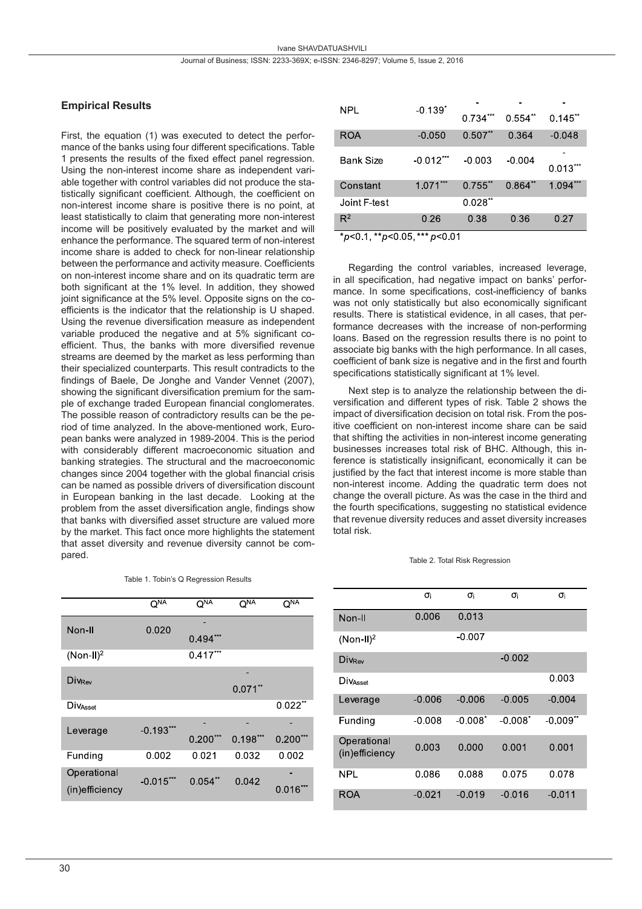## Empirical Results

First, the equation (1) was executed to detect the performance of the banks using four different specifications. Table 1 presents the results of the fixed effect panel regression. Using the non-interest income share as independent variable together with control variables did not produce the statistically significant coefficient. Although, the coefficient on non-interest income share is positive there is no point, at least statistically to claim that generating more non-interest income will be positively evaluated by the market and will enhance the performance. The squared term of non-interest income share is added to check for non-linear relationship between the performance and activity measure. Coefficients on non-interest income share and on its quadratic term are both significant at the 1% level. In addition, they showed joint significance at the 5% level. Opposite signs on the coefficients is the indicator that the relationship is U shaped. Using the revenue diversification measure as independent variable produced the negative and at 5% significant coefficient. Thus, the banks with more diversified revenue streams are deemed by the market as less performing than their specialized counterparts. This result contradicts to the findings of Baele, De Jonghe and Vander Vennet (2007), showing the significant diversification premium for the sample of exchange traded European financial conglomerates. The possible reason of contradictory results can be the period of time analyzed. In the above-mentioned work, European banks were analyzed in 1989-2004. This is the period with considerably different macroeconomic situation and banking strategies. The structural and the macroeconomic changes since 2004 together with the global financial crisis can be named as possible drivers of diversification discount in European banking in the last decade. Looking at the problem from the asset diversification angle, findings show that banks with diversified asset structure are valued more by the market. This fact once more highlights the statement that asset diversity and revenue diversity cannot be compared.

Table 1. Tobin's Q Regression Results

| | $Q^{NA}$ | $Q^{NA}$ | $Q^{NA}$ | $Q^{NA}$ |
|---|---|---|---|---|
| Non-II | 0.020 | -0.494*** | | |
| $(\text{Non-II})^2$ | | 0.417*** | | |
| $Div_{Rev}$ | | | -0.071** | |
| $Div_{Asset}$ | | | | 0.022** |
| Leverage | -0.193*** | -0.200*** | -0.198*** | -0.200*** |
| Funding | 0.002 | 0.021 | 0.032 | 0.002 |
| Operational (in)efficiency | -0.015*** | 0.054** | 0.042 | -0.016*** |
| NPL | -0.139* | -0.734*** | -0.554** | -0.145** |
| ROA | -0.050 | 0.507** | 0.364 | -0.048 |
| Bank Size | -0.012*** | -0.003 | -0.004 | -0.013*** |
| Constant | 1.071*** | 0.755** | 0.864** | 1.094*** |
| Joint F-test | | 0.028** | | |
| $R^2$ | 0.26 | 0.38 | 0.36 | 0.27 |

*$p$<0.1, **$p$<0.05, *** $p$<0.01

Regarding the control variables, increased leverage, in all specification, had negative impact on banks' performance. In some specifications, cost-inefficiency of banks was not only statistically but also economically significant results. There is statistical evidence, in all cases, that performance decreases with the increase of non-performing loans. Based on the regression results there is no point to associate big banks with the high performance. In all cases, coefficient of bank size is negative and in the first and fourth specifications statistically significant at 1% level.

Next step is to analyze the relationship between the diversification and different types of risk. Table 2 shows the impact of diversification decision on total risk. From the positive coefficient on non-interest income share can be said that shifting the activities in non-interest income generating businesses increases total risk of BHC. Although, this inference is statistically insignificant, economically it can be justified by the fact that interest income is more stable than non-interest income. Adding the quadratic term does not change the overall picture. As was the case in the third and the fourth specifications, suggesting no statistical evidence that revenue diversity reduces and asset diversity increases total risk.

Table 2. Total Risk Regression

| | $\sigma_i$ | $\sigma_i$ | $\sigma_i$ | $\sigma_i$ |
|---|---|---|---|---|
| Non-II | 0.006 | 0.013 | | |
| $(\text{Non-II})^2$ | | -0.007 | | |
| $Div_{Rev}$ | | | -0.002 | |
| $Div_{Asset}$ | | | | 0.003 |
| Leverage | -0.006 | -0.006 | -0.005 | -0.004 |
| Funding | -0.008 | -0.008* | -0.008* | -0.009** |
| Operational (in)efficiency | 0.003 | 0.000 | 0.001 | 0.001 |
| NPL | 0.086 | 0.088 | 0.075 | 0.078 |
| ROA | -0.021 | -0.019 | -0.016 | -0.011 |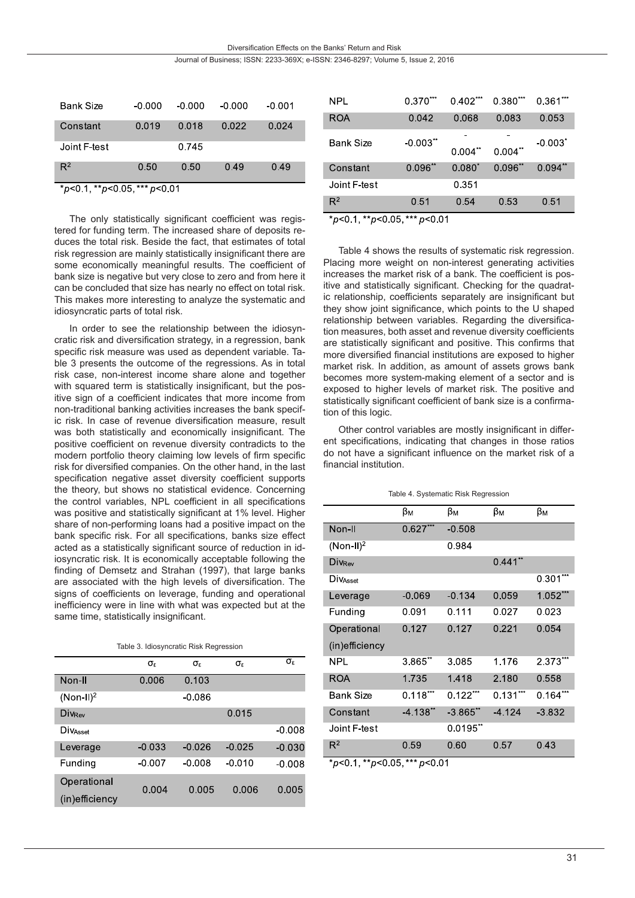| Bank Size | -0.000 | -0.000 | -0.000 | -0.001 |
|---|---|---|---|---|
| Constant | 0.019 | 0.018 | 0.022 | 0.024 |
| Joint F-test | | 0.745 | | |
| $R^2$ | 0.50 | 0.50 | 0.49 | 0.49 |

$^{*}p<0.1$, $^{**}p<0.05$, $^{***}p<0.01$

The only statistically significant coefficient was registered for funding term. The increased share of deposits reduces the total risk. Beside the fact, that estimates of total risk regression are mainly statistically insignificant there are some economically meaningful results. The coefficient of bank size is negative but very close to zero and from here it can be concluded that size has nearly no effect on total risk. This makes more interesting to analyze the systematic and idiosyncratic parts of total risk.

In order to see the relationship between the idiosyncratic risk and diversification strategy, in a regression, bank specific risk measure was used as dependent variable. Table 3 presents the outcome of the regressions. As in total risk case, non-interest income share alone and together with squared term is statistically insignificant, but the positive sign of a coefficient indicates that more income from non-traditional banking activities increases the bank specific risk. In case of revenue diversification measure, result was both statistically and economically insignificant. The positive coefficient on revenue diversity contradicts to the modern portfolio theory claiming low levels of firm specific risk for diversified companies. On the other hand, in the last specification negative asset diversity coefficient supports the theory, but shows no statistical evidence. Concerning the control variables, NPL coefficient in all specifications was positive and statistically significant at 1% level. Higher share of non-performing loans had a positive impact on the bank specific risk. For all specifications, banks size effect acted as a statistically significant source of reduction in idiosyncratic risk. It is economically acceptable following the finding of Demsetz and Strahan (1997), that large banks are associated with the high levels of diversification. The signs of coefficients on leverage, funding and operational inefficiency were in line with what was expected but at the same time, statistically insignificant.

Table 3. Idiosyncratic Risk Regression

| | $\sigma_\varepsilon$ | $\sigma_\varepsilon$ | $\sigma_\varepsilon$ | $\sigma_\varepsilon$ |
|---|---|---|---|---|
| Non-II | 0.006 | 0.103 | | |
| $(\text{Non-II})^2$ | | -0.086 | | |
| $Div_{Rev}$ | | | 0.015 | |
| $Div_{Asset}$ | | | | -0.008 |
| Leverage | -0.033 | -0.026 | -0.025 | -0.030 |
| Funding | -0.007 | -0.008 | -0.010 | -0.008 |
| Operational (in)efficiency | 0.004 | 0.005 | 0.006 | 0.005 |
| NPL | $0.370^{***}$ | $0.402^{***}$ | $0.380^{***}$ | $0.361^{***}$ |
| ROA | 0.042 | 0.068 | 0.083 | 0.053 |
| Bank Size | $-0.003^{**}$ | $-0.004^{**}$ | $-0.004^{**}$ | $-0.003^{*}$ |
| Constant | $0.096^{**}$ | $0.080^{*}$ | $0.096^{**}$ | $0.094^{**}$ |
| Joint F-test | | 0.351 | | |
| $R^2$ | 0.51 | 0.54 | 0.53 | 0.51 |

$^{*}p<0.1$, $^{**}p<0.05$, $^{***}p<0.01$

Table 4 shows the results of systematic risk regression. Placing more weight on non-interest generating activities increases the market risk of a bank. The coefficient is positive and statistically significant. Checking for the quadratic relationship, coefficients separately are insignificant but they show joint significance, which points to the U shaped relationship between variables. Regarding the diversification measures, both asset and revenue diversity coefficients are statistically significant and positive. This confirms that more diversified financial institutions are exposed to higher market risk. In addition, as amount of assets grows bank becomes more system-making element of a sector and is exposed to higher levels of market risk. The positive and statistically significant coefficient of bank size is a confirmation of this logic.

Other control variables are mostly insignificant in different specifications, indicating that changes in those ratios do not have a significant influence on the market risk of a financial institution.

Table 4. Systematic Risk Regression

| | $\beta_M$ | $\beta_M$ | $\beta_M$ | $\beta_M$ |
|---|---|---|---|---|
| Non-II | $0.627^{***}$ | -0.508 | | |
| $(\text{Non-II})^2$ | | 0.984 | | |
| $Div_{Rev}$ | | | $0.441^{**}$ | |
| $Div_{Asset}$ | | | | $0.301^{***}$ |
| Leverage | -0.069 | -0.134 | 0.059 | $1.052^{***}$ |
| Funding | 0.091 | 0.111 | 0.027 | 0.023 |
| Operational (in)efficiency | 0.127 | 0.127 | 0.221 | 0.054 |
| NPL | $3.865^{**}$ | 3.085 | 1.176 | $2.373^{***}$ |
| ROA | 1.735 | 1.418 | 2.180 | 0.558 |
| Bank Size | $0.118^{***}$ | $0.122^{***}$ | $0.131^{***}$ | $0.164^{***}$ |
| Constant | $-4.138^{**}$ | $-3.865^{**}$ | -4.124 | -3.832 |
| Joint F-test | | $0.0195^{**}$ | | |
| $R^2$ | 0.59 | 0.60 | 0.57 | 0.43 |

$^{*}p<0.1$, $^{**}p<0.05$, $^{***}p<0.01$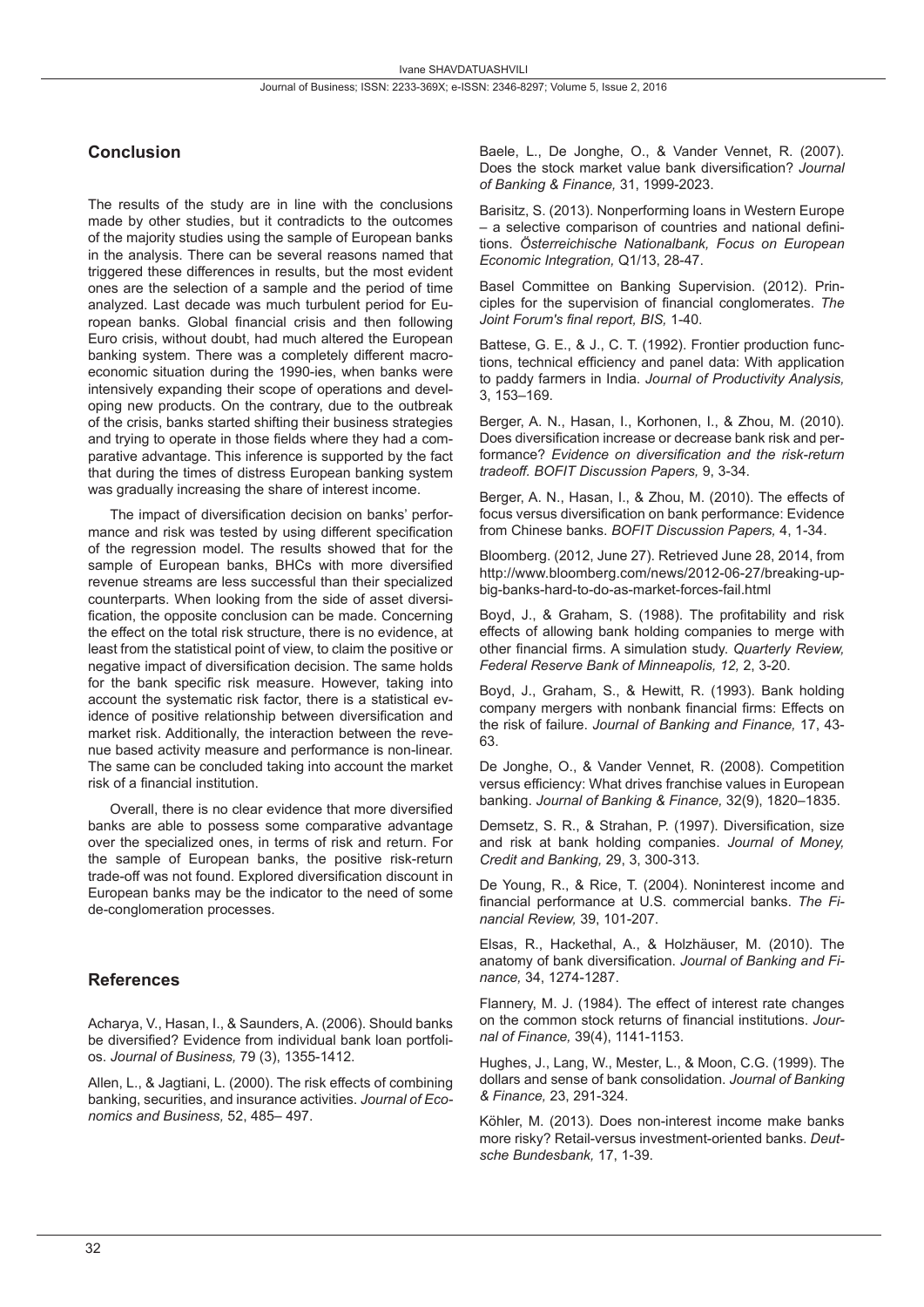## Conclusion

The results of the study are in line with the conclusions made by other studies, but it contradicts to the outcomes of the majority studies using the sample of European banks in the analysis. There can be several reasons named that triggered these differences in results, but the most evident ones are the selection of a sample and the period of time analyzed. Last decade was much turbulent period for European banks. Global financial crisis and then following Euro crisis, without doubt, had much altered the European banking system. There was a completely different macroeconomic situation during the 1990-ies, when banks were intensively expanding their scope of operations and developing new products. On the contrary, due to the outbreak of the crisis, banks started shifting their business strategies and trying to operate in those fields where they had a comparative advantage. This inference is supported by the fact that during the times of distress European banking system was gradually increasing the share of interest income.

The impact of diversification decision on banks' performance and risk was tested by using different specification of the regression model. The results showed that for the sample of European banks, BHCs with more diversified revenue streams are less successful than their specialized counterparts. When looking from the side of asset diversification, the opposite conclusion can be made. Concerning the effect on the total risk structure, there is no evidence, at least from the statistical point of view, to claim the positive or negative impact of diversification decision. The same holds for the bank specific risk measure. However, taking into account the systematic risk factor, there is a statistical evidence of positive relationship between diversification and market risk. Additionally, the interaction between the revenue based activity measure and performance is non-linear. The same can be concluded taking into account the market risk of a financial institution.

Overall, there is no clear evidence that more diversified banks are able to possess some comparative advantage over the specialized ones, in terms of risk and return. For the sample of European banks, the positive risk-return trade-off was not found. Explored diversification discount in European banks may be the indicator to the need of some de-conglomeration processes.

## References

Acharya, V., Hasan, I., & Saunders, A. (2006). Should banks be diversified? Evidence from individual bank loan portfolios. *Journal of Business,* 79 (3), 1355-1412.

Allen, L., & Jagtiani, L. (2000). The risk effects of combining banking, securities, and insurance activities. *Journal of Economics and Business,* 52, 485– 497.

Baele, L., De Jonghe, O., & Vander Vennet, R. (2007). Does the stock market value bank diversification? *Journal of Banking & Finance,* 31, 1999-2023.

Barisitz, S. (2013). Nonperforming loans in Western Europe – a selective comparison of countries and national definitions. *Österreichische Nationalbank, Focus on European Economic Integration,* Q1/13, 28-47.

Basel Committee on Banking Supervision. (2012). Principles for the supervision of financial conglomerates. *The Joint Forum's final report, BIS,* 1-40.

Battese, G. E., & J., C. T. (1992). Frontier production functions, technical efficiency and panel data: With application to paddy farmers in India. *Journal of Productivity Analysis,* 3, 153–169.

Berger, A. N., Hasan, I., Korhonen, I., & Zhou, M. (2010). Does diversification increase or decrease bank risk and performance? *Evidence on diversification and the risk-return tradeoff. BOFIT Discussion Papers,* 9, 3-34.

Berger, A. N., Hasan, I., & Zhou, M. (2010). The effects of focus versus diversification on bank performance: Evidence from Chinese banks. *BOFIT Discussion Papers,* 4, 1-34.

Bloomberg. (2012, June 27). Retrieved June 28, 2014, from http://www.bloomberg.com/news/2012-06-27/breaking-up-big-banks-hard-to-do-as-market-forces-fail.html

Boyd, J., & Graham, S. (1988). The profitability and risk effects of allowing bank holding companies to merge with other financial firms. A simulation study. *Quarterly Review, Federal Reserve Bank of Minneapolis, 12,* 2, 3-20.

Boyd, J., Graham, S., & Hewitt, R. (1993). Bank holding company mergers with nonbank financial firms: Effects on the risk of failure. *Journal of Banking and Finance,* 17, 43-63.

De Jonghe, O., & Vander Vennet, R. (2008). Competition versus efficiency: What drives franchise values in European banking. *Journal of Banking & Finance,* 32(9), 1820–1835.

Demsetz, S. R., & Strahan, P. (1997). Diversification, size and risk at bank holding companies. *Journal of Money, Credit and Banking,* 29, 3, 300-313.

De Young, R., & Rice, T. (2004). Noninterest income and financial performance at U.S. commercial banks. *The Financial Review,* 39, 101-207.

Elsas, R., Hackethal, A., & Holzhäuser, M. (2010). The anatomy of bank diversification. *Journal of Banking and Finance,* 34, 1274-1287.

Flannery, M. J. (1984). The effect of interest rate changes on the common stock returns of financial institutions. *Journal of Finance,* 39(4), 1141-1153.

Hughes, J., Lang, W., Mester, L., & Moon, C.G. (1999). The dollars and sense of bank consolidation. *Journal of Banking & Finance,* 23, 291-324.

Köhler, M. (2013). Does non-interest income make banks more risky? Retail-versus investment-oriented banks. *Deutsche Bundesbank,* 17, 1-39.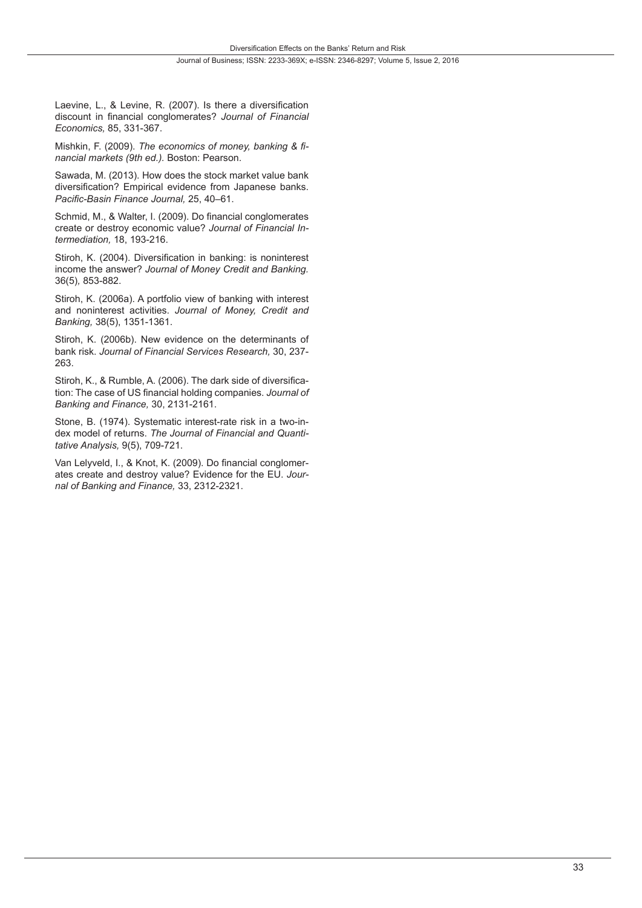Laevine, L., & Levine, R. (2007). Is there a diversification discount in financial conglomerates? *Journal of Financial Economics,* 85, 331-367.

Mishkin, F. (2009). *The economics of money, banking & financial markets (9th ed.).* Boston: Pearson.

Sawada, M. (2013). How does the stock market value bank diversification? Empirical evidence from Japanese banks. *Pacific-Basin Finance Journal,* 25, 40–61.

Schmid, M., & Walter, I. (2009). Do financial conglomerates create or destroy economic value? *Journal of Financial Intermediation,* 18, 193-216.

Stiroh, K. (2004). Diversification in banking: is noninterest income the answer? *Journal of Money Credit and Banking.* 36(5), 853-882.

Stiroh, K. (2006a). A portfolio view of banking with interest and noninterest activities. *Journal of Money, Credit and Banking,* 38(5), 1351-1361.

Stiroh, K. (2006b). New evidence on the determinants of bank risk. *Journal of Financial Services Research,* 30, 237-263.

Stiroh, K., & Rumble, A. (2006). The dark side of diversification: The case of US financial holding companies. *Journal of Banking and Finance,* 30, 2131-2161.

Stone, B. (1974). Systematic interest-rate risk in a two-index model of returns. *The Journal of Financial and Quantitative Analysis,* 9(5), 709-721.

Van Lelyveld, I., & Knot, K. (2009). Do financial conglomerates create and destroy value? Evidence for the EU. *Journal of Banking and Finance,* 33, 2312-2321.